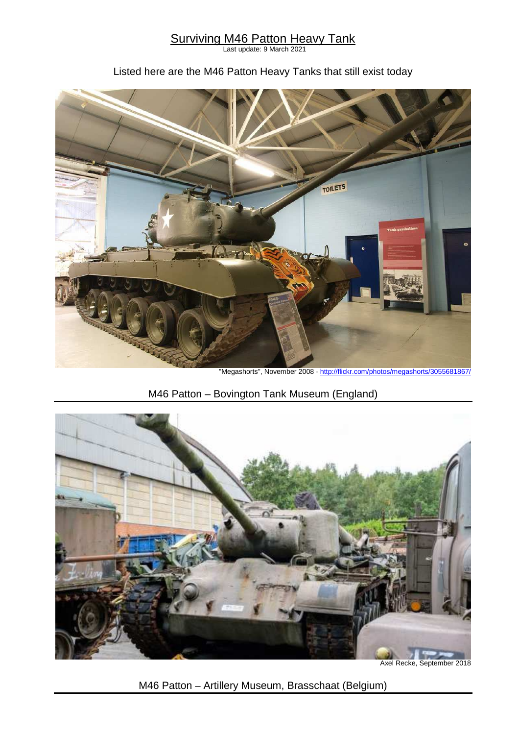# Surviving M46 Patton Heavy Tank

Last update: 9 March 2021

Listed here are the M46 Patton Heavy Tanks that still exist today

"Megashorts", November 2008 - http://flickr.com/photos/megashorts/3055681867/

## M46 Patton – Bovington Tank Museum (England)

Axel Recke, September 2018

## M46 Patton – Artillery Museum, Brasschaat (Belgium)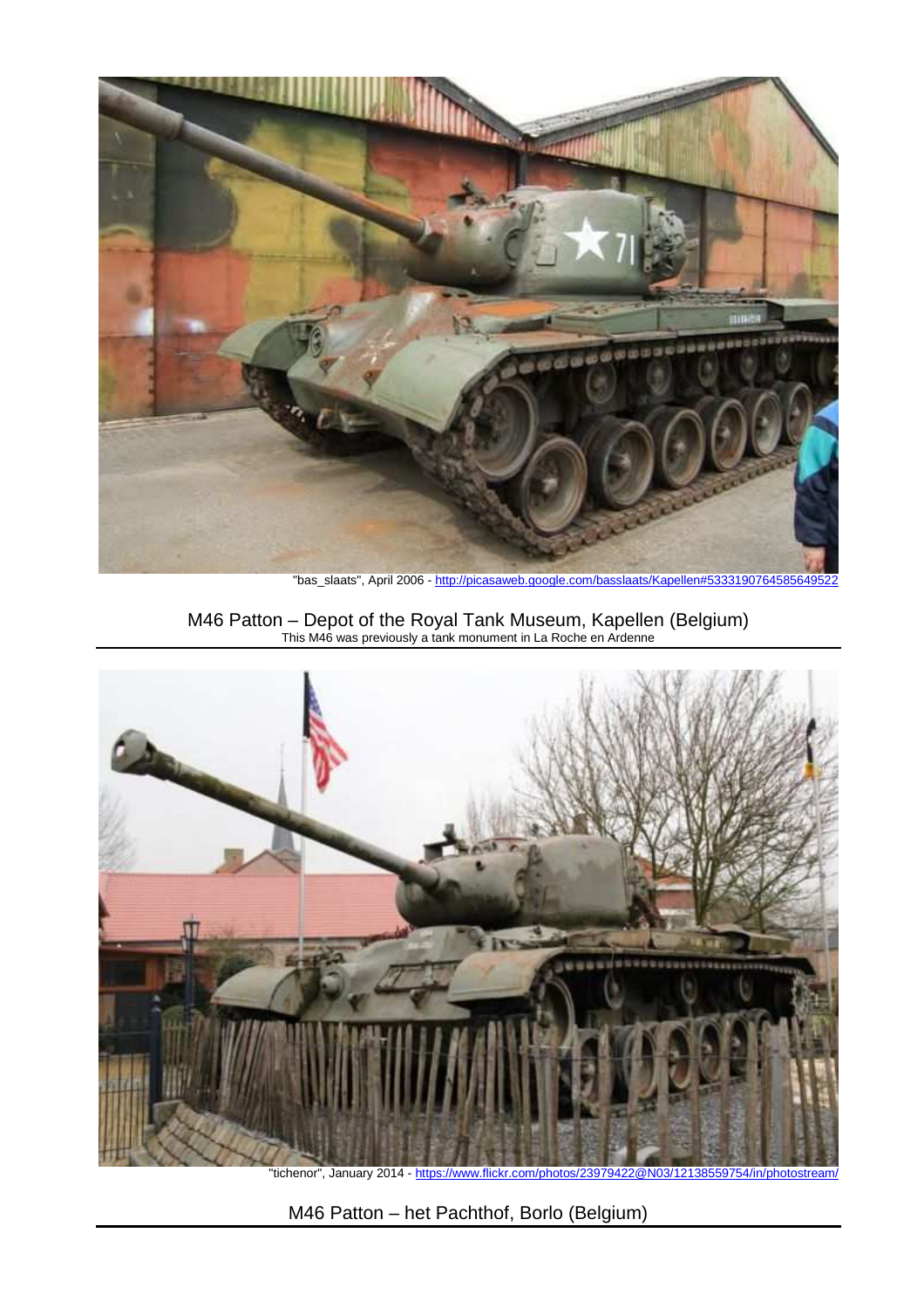"bas_slaats", April 2006 - http://picasaweb.google.com/basslaats/Kapellen#5333190764585649522

M46 Patton – Depot of the Royal Tank Museum, Kapellen (Belgium)

This M46 was previously a tank monument in La Roche en Ardenne

"tichenor", January 2014 - https://www.flickr.com/photos/23979422@N03/12138559754/in/photostream/

M46 Patton – het Pachthof, Borlo (Belgium)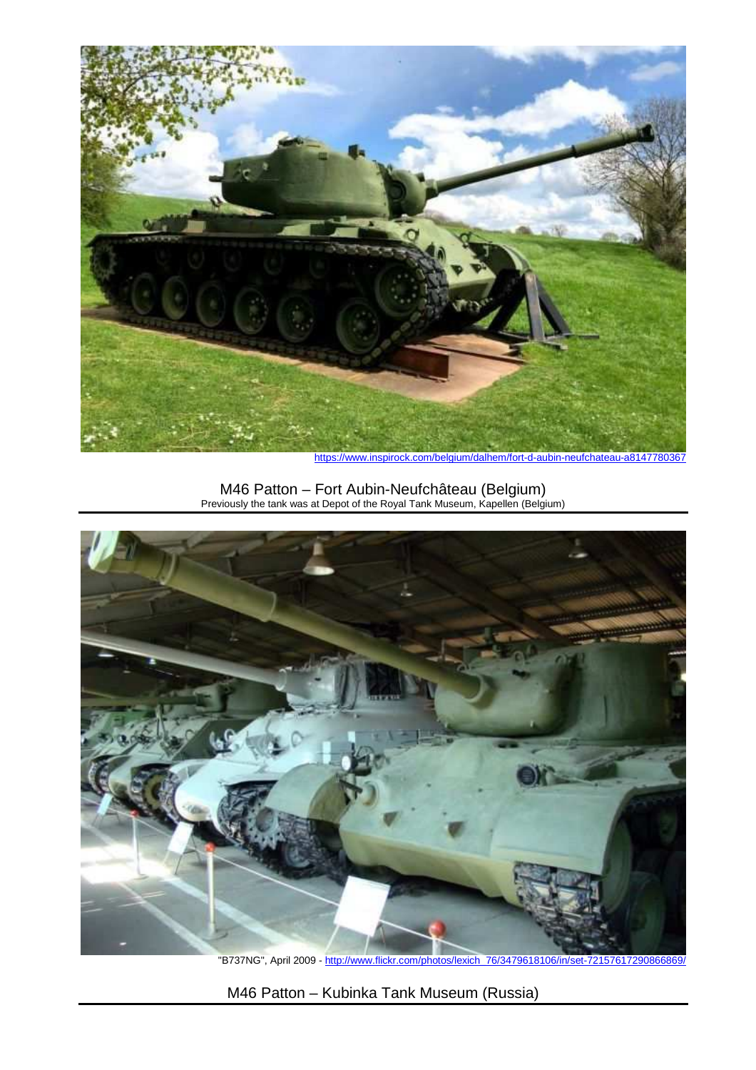https://www.inspirock.com/belgium/dalhem/fort-d-aubin-neufchateau-a8147780367

M46 Patton – Fort Aubin-Neufchâteau (Belgium)
Previously the tank was at Depot of the Royal Tank Museum, Kapellen (Belgium)

"B737NG", April 2009 - http://www.flickr.com/photos/lexich_76/3479618106/in/set-72157617290866869/

M46 Patton – Kubinka Tank Museum (Russia)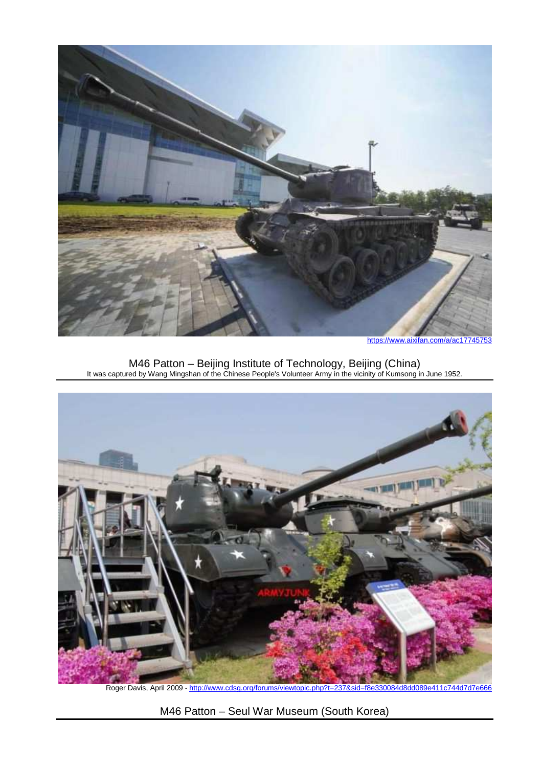https://www.aixifan.com/a/ac17745753

M46 Patton – Beijing Institute of Technology, Beijing (China)

It was captured by Wang Mingshan of the Chinese People's Volunteer Army in the vicinity of Kumsong in June 1952.

Roger Davis, April 2009 - http://www.cdsg.org/forums/viewtopic.php?t=237&sid=f8e330084d8dd089e411c744d7d7e666

M46 Patton – Seul War Museum (South Korea)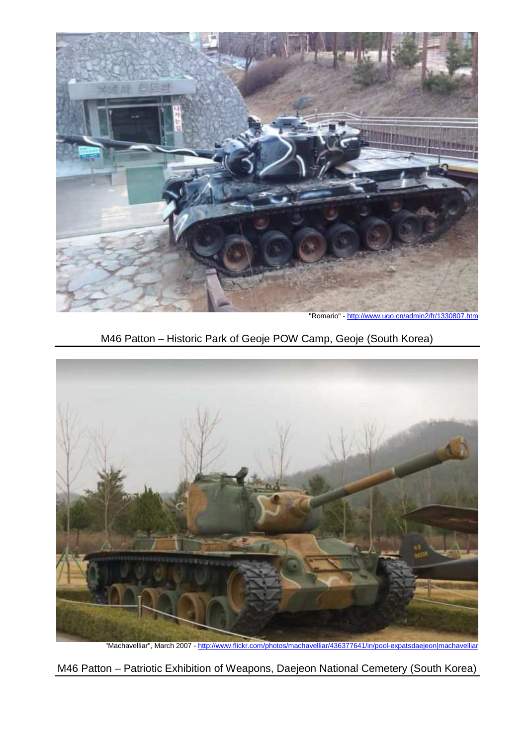"Romario" - http://www.ugo.cn/admin2/fr/1330807.htm

M46 Patton – Historic Park of Geoje POW Camp, Geoje (South Korea)

"Machavelliar", March 2007 - http://www.flickr.com/photos/machavelliar/436377641/in/pool-expatsdaejeon|machavelliar

M46 Patton – Patriotic Exhibition of Weapons, Daejeon National Cemetery (South Korea)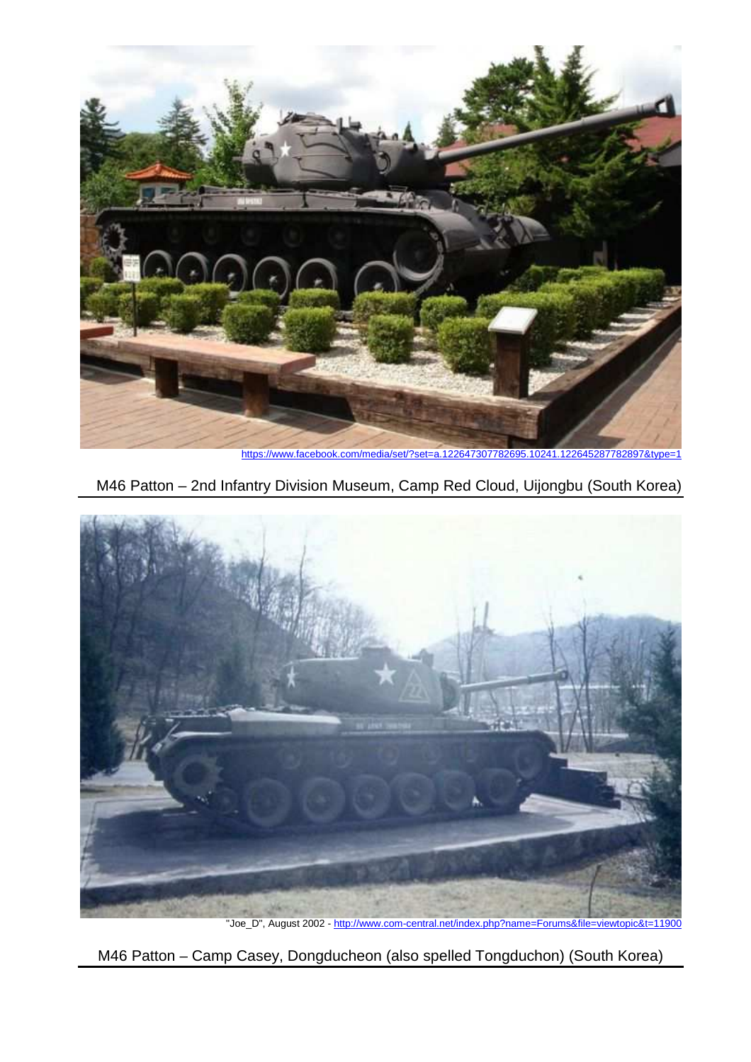https://www.facebook.com/media/set/?set=a.122647307782695.10241.122645287782897&type=1

M46 Patton – 2nd Infantry Division Museum, Camp Red Cloud, Uijongbu (South Korea)

"Joe_D", August 2002 - http://www.com-central.net/index.php?name=Forums&file=viewtopic&t=11900

M46 Patton – Camp Casey, Dongducheon (also spelled Tongduchon) (South Korea)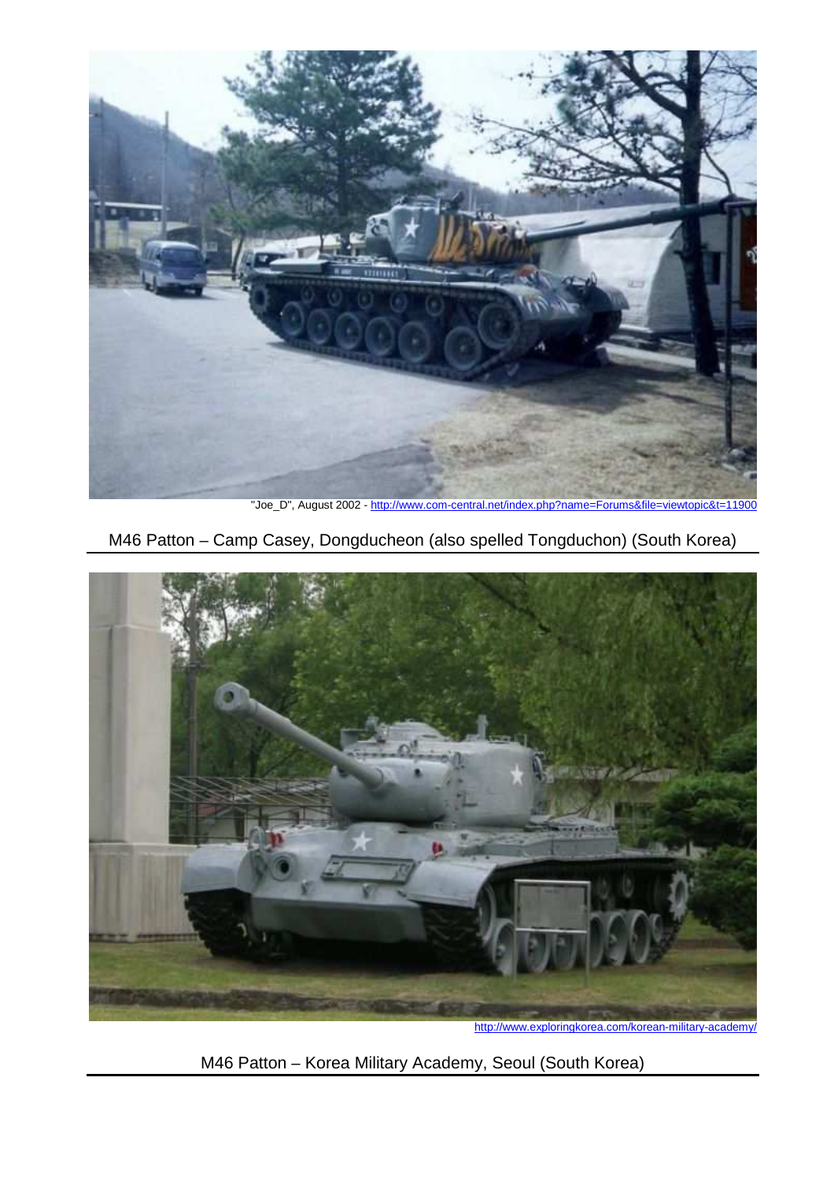"Joe_D", August 2002 - http://www.com-central.net/index.php?name=Forums&file=viewtopic&t=11900

M46 Patton – Camp Casey, Dongducheon (also spelled Tongduchon) (South Korea)

http://www.exploringkorea.com/korean-military-academy/

M46 Patton – Korea Military Academy, Seoul (South Korea)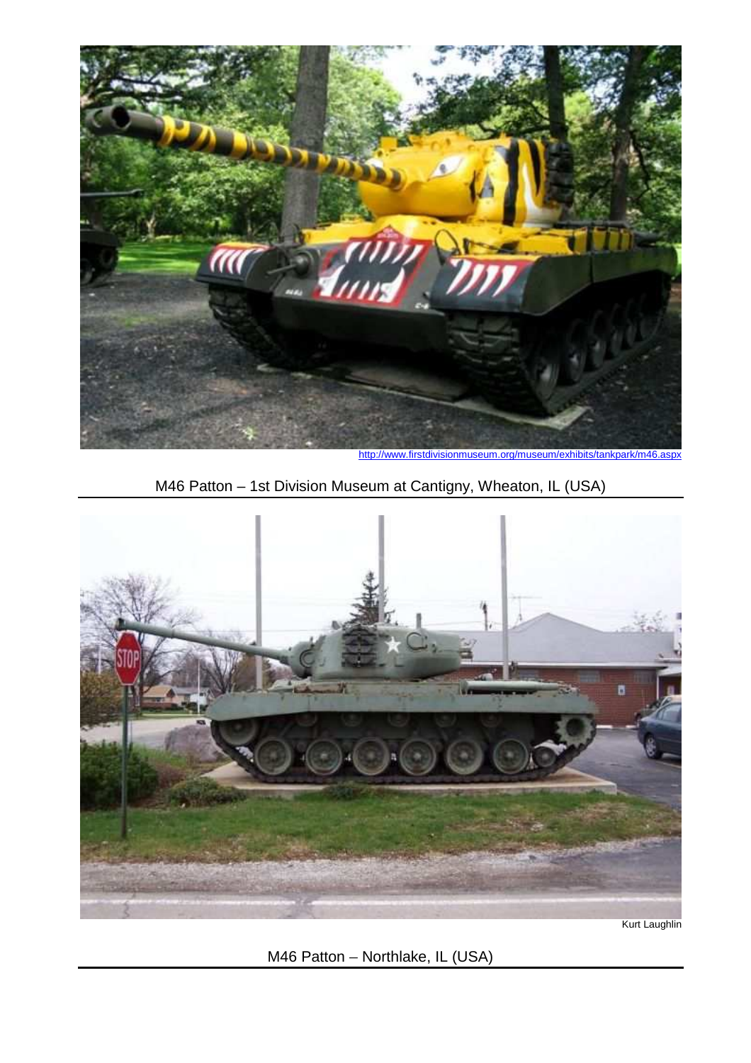http://www.firstdivisionmuseum.org/museum/exhibits/tankpark/m46.aspx

M46 Patton – 1st Division Museum at Cantigny, Wheaton, IL (USA)

Kurt Laughlin

M46 Patton – Northlake, IL (USA)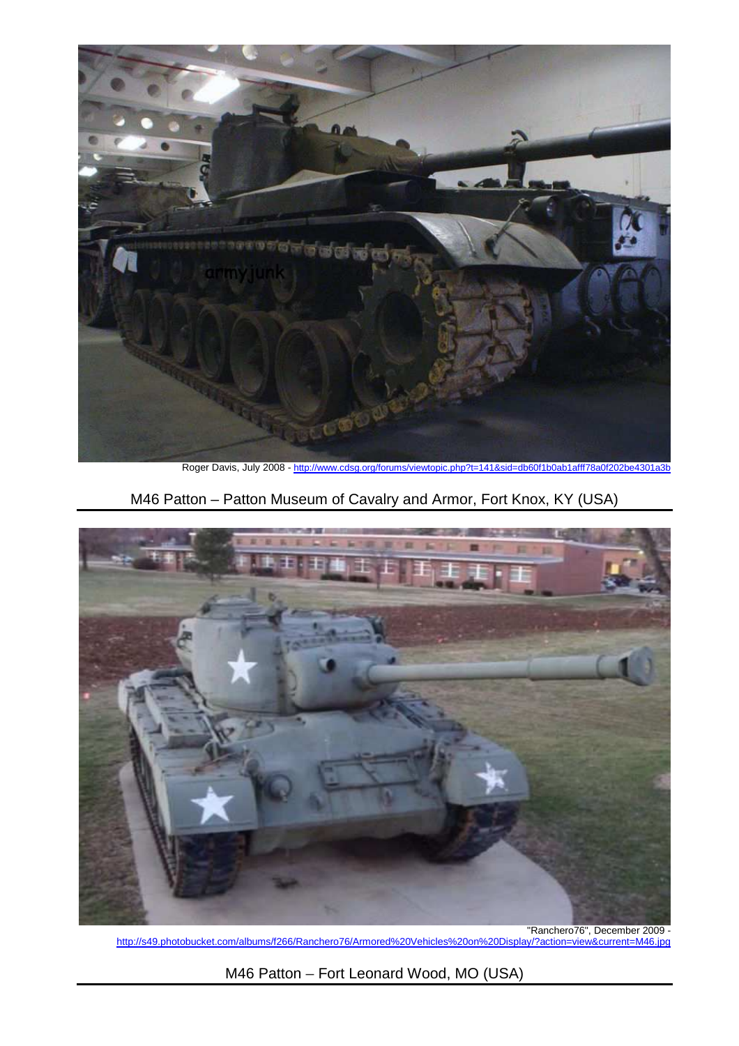Roger Davis, July 2008 - http://www.cdsg.org/forums/viewtopic.php?t=141&sid=db60f1b0ab1afff78a0f202be4301a3b

M46 Patton – Patton Museum of Cavalry and Armor, Fort Knox, KY (USA)

"Ranchero76", December 2009 - http://s49.photobucket.com/albums/f266/Ranchero76/Armored%20Vehicles%20on%20Display/?action=view&current=M46.jpg

M46 Patton – Fort Leonard Wood, MO (USA)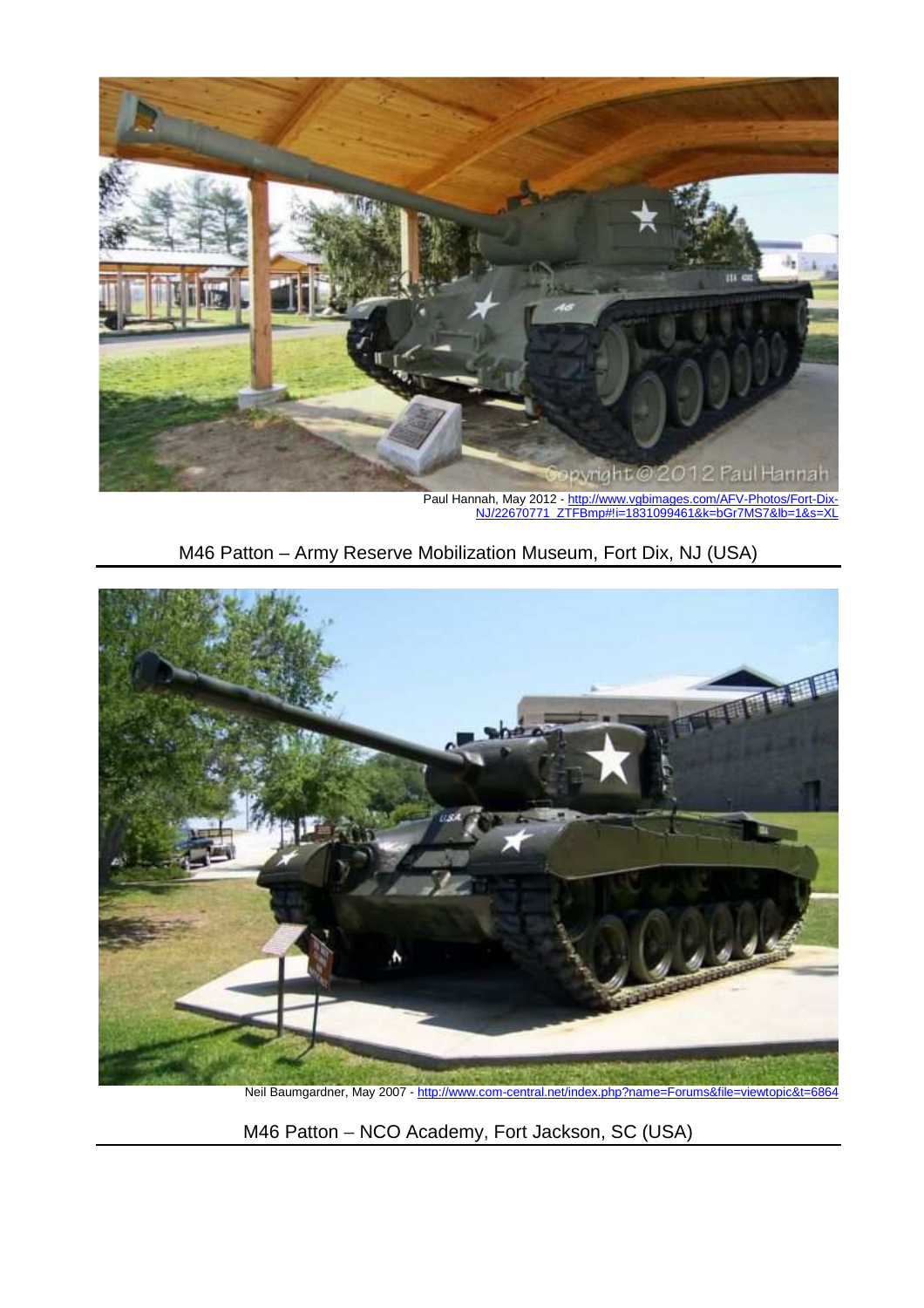Paul Hannah, May 2012 - http://www.vgbimages.com/AFV-Photos/Fort-Dix-NJ/22670771_ZTFBmp#!i=1831099461&k=bGr7MS7&lb=1&s=XL

M46 Patton – Army Reserve Mobilization Museum, Fort Dix, NJ (USA)

Neil Baumgardner, May 2007 - http://www.com-central.net/index.php?name=Forums&file=viewtopic&t=6864

M46 Patton – NCO Academy, Fort Jackson, SC (USA)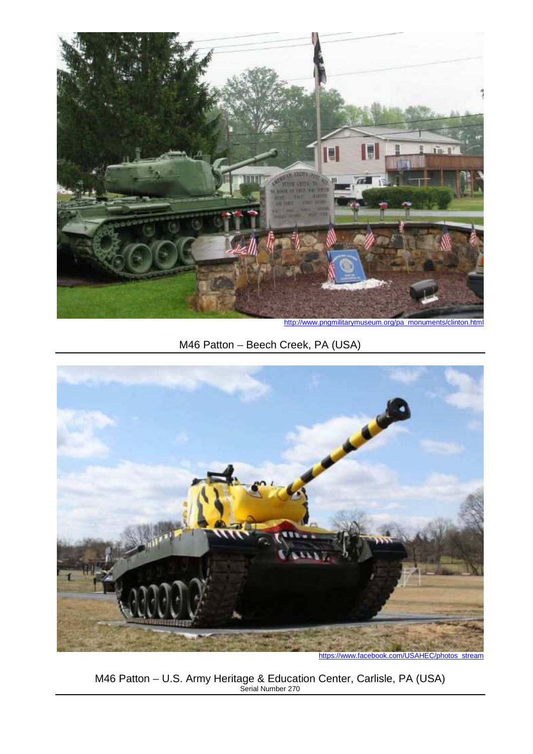http://www.pngmilitarymuseum.org/pa_monuments/clinton.html

M46 Patton – Beech Creek, PA (USA)

https://www.facebook.com/USAHEC/photos_stream

M46 Patton – U.S. Army Heritage & Education Center, Carlisle, PA (USA)
Serial Number 270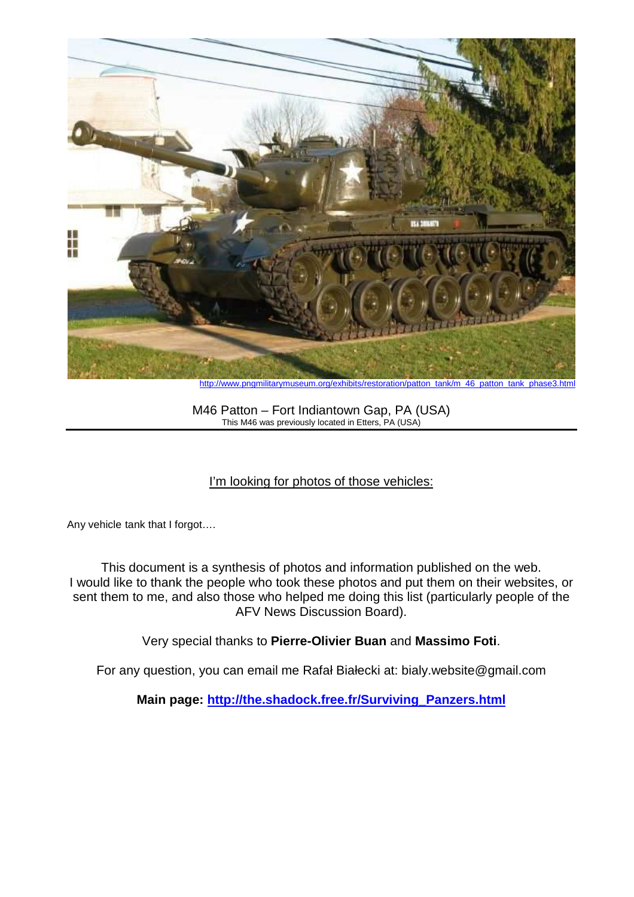http://www.pngmilitarymuseum.org/exhibits/restoration/patton_tank/m_46_patton_tank_phase3.html

M46 Patton – Fort Indiantown Gap, PA (USA)
This M46 was previously located in Etters, PA (USA)

---

## I'm looking for photos of those vehicles:

Any vehicle tank that I forgot….

This document is a synthesis of photos and information published on the web.
I would like to thank the people who took these photos and put them on their websites, or sent them to me, and also those who helped me doing this list (particularly people of the AFV News Discussion Board).

Very special thanks to **Pierre-Olivier Buan** and **Massimo Foti**.

For any question, you can email me Rafał Białecki at: bialy.website@gmail.com

**Main page: http://the.shadock.free.fr/Surviving_Panzers.html**